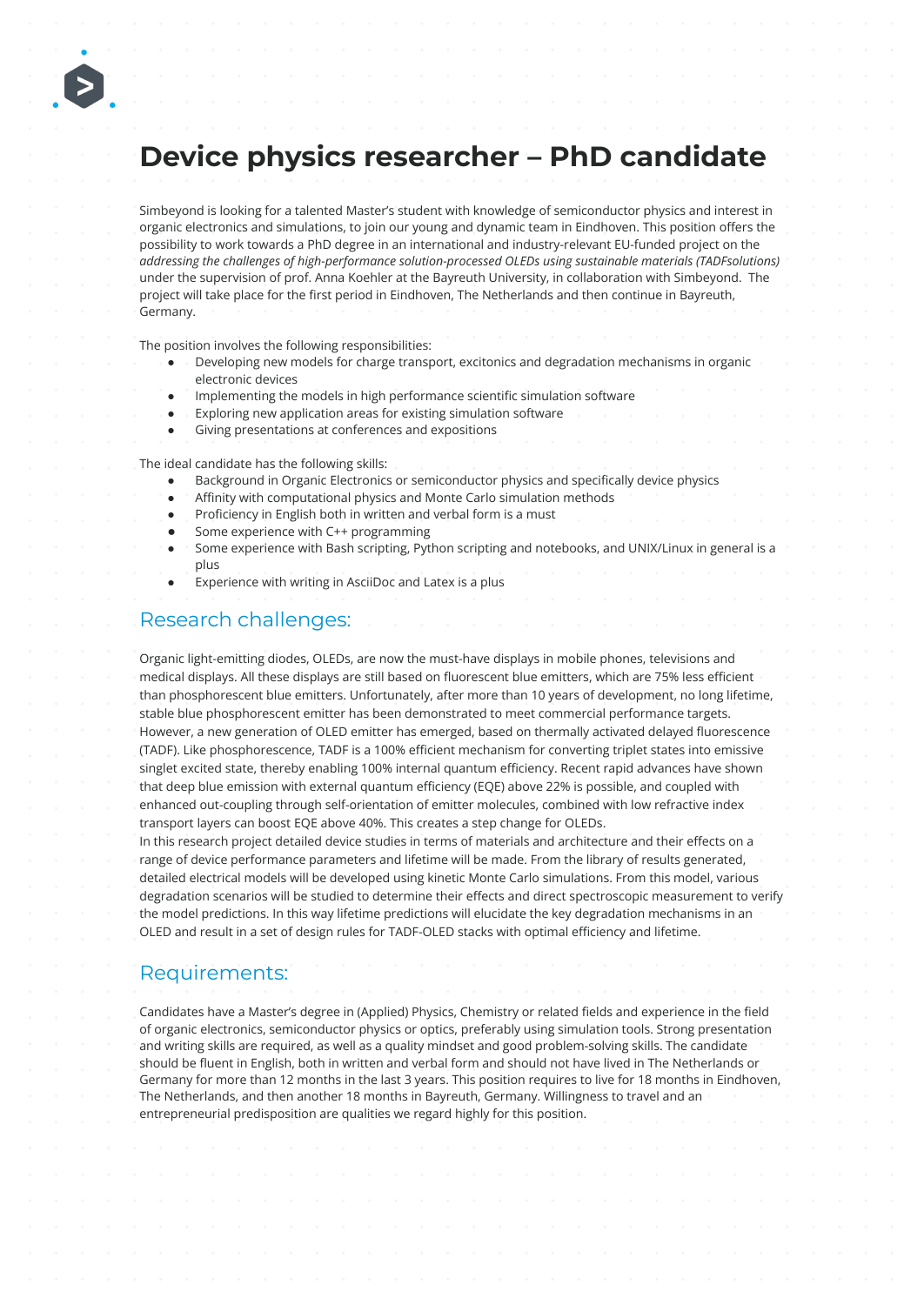# Device physics researcher – PhD candidate

Simbeyond is looking for a talented Master's student with knowledge of semiconductor physics and interest in organic electronics and simulations, to join our young and dynamic team in Eindhoven. This position offers the possibility to work towards a PhD degree in an international and industry-relevant EU-funded project on the *addressing the challenges of high-performance solution-processed OLEDs using sustainable materials (TADFsolutions)* under the supervision of prof. Anna Koehler at the Bayreuth University, in collaboration with Simbeyond. The project will take place for the first period in Eindhoven, The Netherlands and then continue in Bayreuth, Germany.

The position involves the following responsibilities:

- Developing new models for charge transport, excitonics and degradation mechanisms in organic electronic devices
- Implementing the models in high performance scientific simulation software
- Exploring new application areas for existing simulation software
- Giving presentations at conferences and expositions

The ideal candidate has the following skills:

- Background in Organic Electronics or semiconductor physics and specifically device physics
- Affinity with computational physics and Monte Carlo simulation methods
- Proficiency in English both in written and verbal form is a must
- Some experience with C++ programming
- Some experience with Bash scripting, Python scripting and notebooks, and UNIX/Linux in general is a plus
- Experience with writing in AsciiDoc and Latex is a plus

## Research challenges:

Organic light-emitting diodes, OLEDs, are now the must-have displays in mobile phones, televisions and medical displays. All these displays are still based on fluorescent blue emitters, which are 75% less efficient than phosphorescent blue emitters. Unfortunately, after more than 10 years of development, no long lifetime, stable blue phosphorescent emitter has been demonstrated to meet commercial performance targets. However, a new generation of OLED emitter has emerged, based on thermally activated delayed fluorescence (TADF). Like phosphorescence, TADF is a 100% efficient mechanism for converting triplet states into emissive singlet excited state, thereby enabling 100% internal quantum efficiency. Recent rapid advances have shown that deep blue emission with external quantum efficiency (EQE) above 22% is possible, and coupled with enhanced out-coupling through self-orientation of emitter molecules, combined with low refractive index transport layers can boost EQE above 40%. This creates a step change for OLEDs.
In this research project detailed device studies in terms of materials and architecture and their effects on a range of device performance parameters and lifetime will be made. From the library of results generated, detailed electrical models will be developed using kinetic Monte Carlo simulations. From this model, various degradation scenarios will be studied to determine their effects and direct spectroscopic measurement to verify the model predictions. In this way lifetime predictions will elucidate the key degradation mechanisms in an OLED and result in a set of design rules for TADF-OLED stacks with optimal efficiency and lifetime.

## Requirements:

Candidates have a Master's degree in (Applied) Physics, Chemistry or related fields and experience in the field of organic electronics, semiconductor physics or optics, preferably using simulation tools. Strong presentation and writing skills are required, as well as a quality mindset and good problem-solving skills. The candidate should be fluent in English, both in written and verbal form and should not have lived in The Netherlands or Germany for more than 12 months in the last 3 years. This position requires to live for 18 months in Eindhoven, The Netherlands, and then another 18 months in Bayreuth, Germany. Willingness to travel and an entrepreneurial predisposition are qualities we regard highly for this position.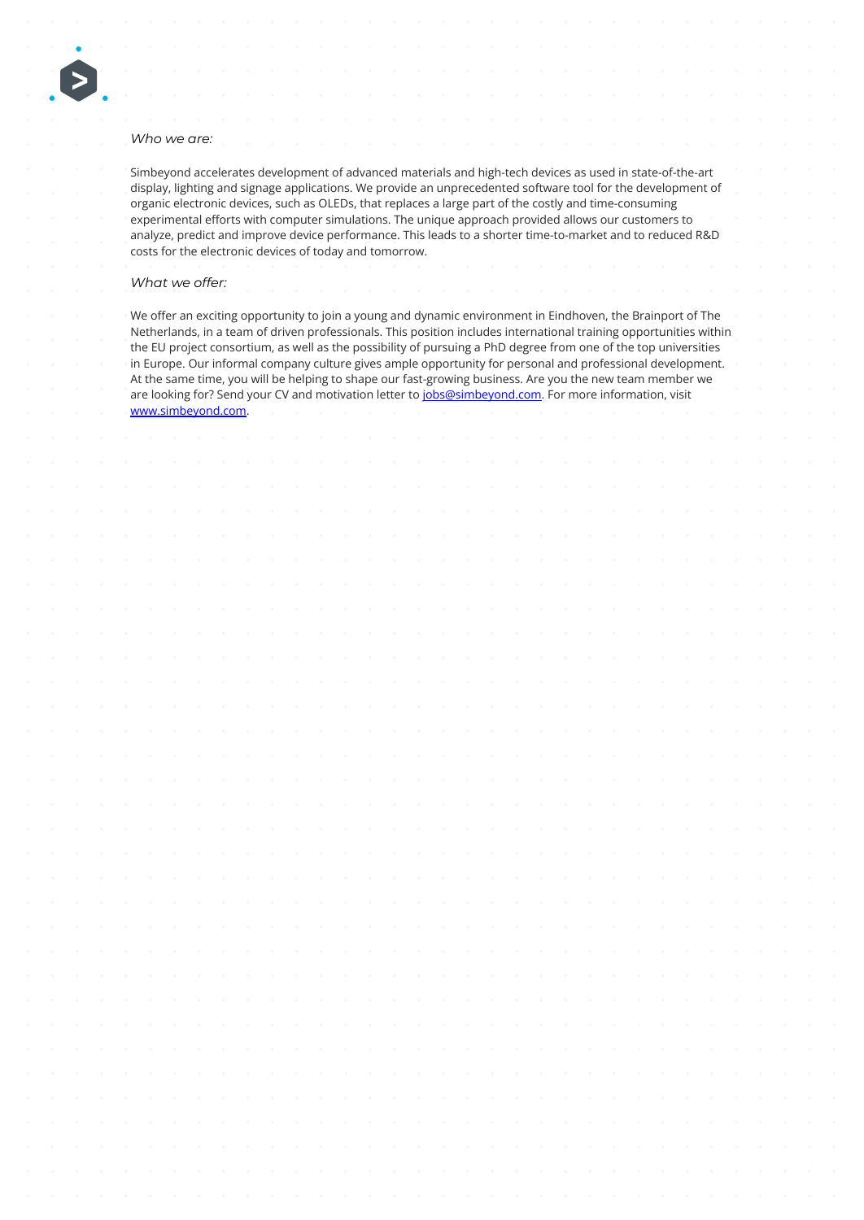*Who we are:*

Simbeyond accelerates development of advanced materials and high-tech devices as used in state-of-the-art display, lighting and signage applications. We provide an unprecedented software tool for the development of organic electronic devices, such as OLEDs, that replaces a large part of the costly and time-consuming experimental efforts with computer simulations. The unique approach provided allows our customers to analyze, predict and improve device performance. This leads to a shorter time-to-market and to reduced R&D costs for the electronic devices of today and tomorrow.

*What we offer:*

We offer an exciting opportunity to join a young and dynamic environment in Eindhoven, the Brainport of The Netherlands, in a team of driven professionals. This position includes international training opportunities within the EU project consortium, as well as the possibility of pursuing a PhD degree from one of the top universities in Europe. Our informal company culture gives ample opportunity for personal and professional development. At the same time, you will be helping to shape our fast-growing business. Are you the new team member we are looking for? Send your CV and motivation letter to [jobs@simbeyond.com](mailto:jobs@simbeyond.com). For more information, visit [www.simbeyond.com](http://www.simbeyond.com).